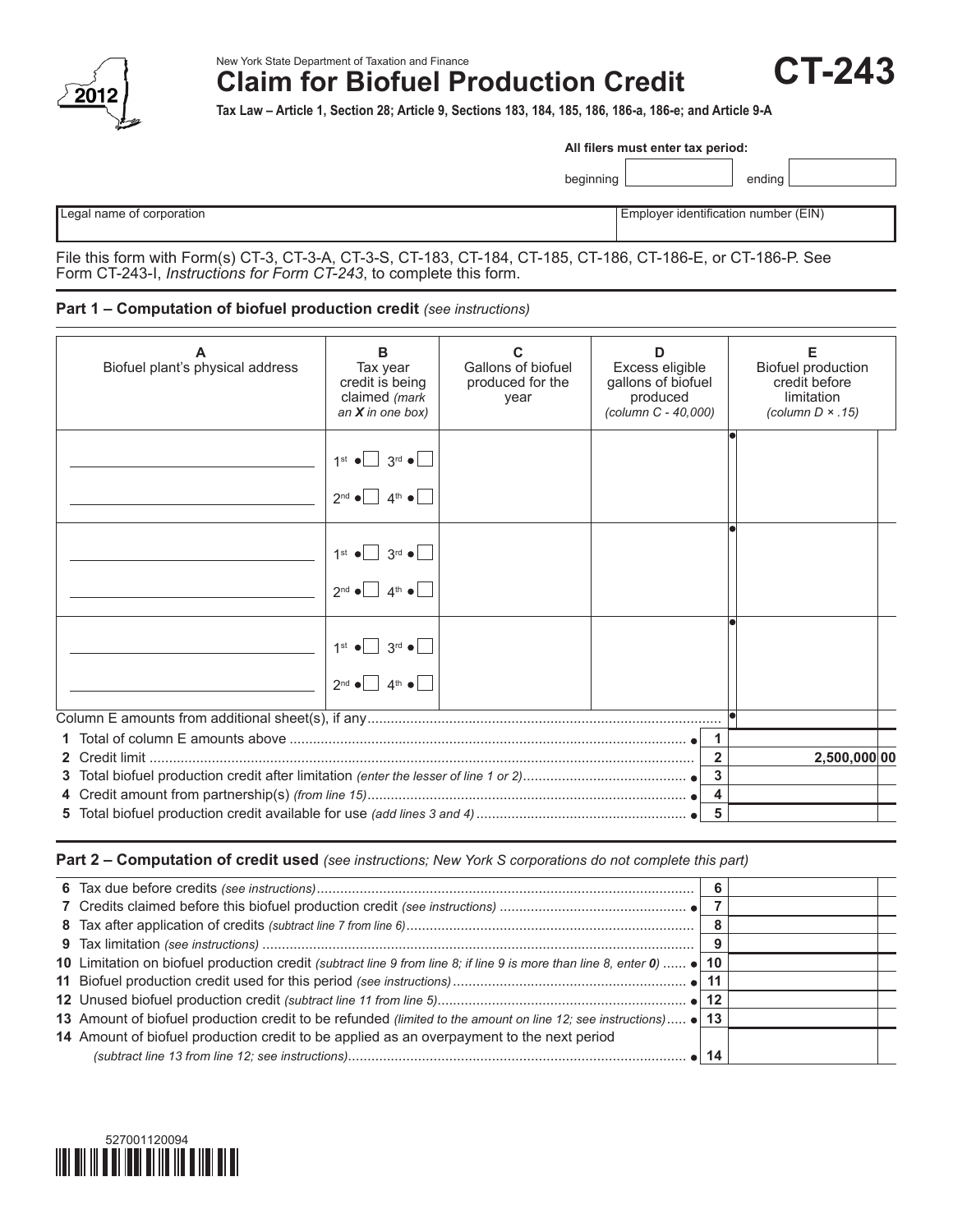New York State Department of Taxation and Finance

# Claim for Biofuel Production Credit

# CT-243

2012

**Tax Law – Article 1, Section 28; Article 9, Sections 183, 184, 185, 186, 186-a, 186-e; and Article 9-A**

**All filers must enter tax period:**

beginning ______________ ending ______________

| Legal name of corporation | Employer identification number (EIN) |
|---|---|
| | |

File this form with Form(s) CT-3, CT-3-A, CT-3-S, CT-183, CT-184, CT-185, CT-186, CT-186-E, or CT-186-P. See Form CT-243-I, *Instructions for Form CT-243*, to complete this form.

## Part 1 – Computation of biofuel production credit *(see instructions)*

| A<br>Biofuel plant's physical address | B<br>Tax year credit is being claimed *(mark an X in one box)* | C<br>Gallons of biofuel produced for the year | D<br>Excess eligible gallons of biofuel produced *(column C - 40,000)* | E<br>Biofuel production credit before limitation *(column D × .15)* |
|---|---|---|---|---|
| | 1st ☐ 3rd ☐<br>2nd ☐ 4th ☐ | | | |
| | 1st ☐ 3rd ☐<br>2nd ☐ 4th ☐ | | | |
| | 1st ☐ 3rd ☐<br>2nd ☐ 4th ☐ | | | |
| Column E amounts from additional sheet(s), if any | | | | |

| Line | Description | Amount |
|---|---|---|
| 1 | Total of column E amounts above | |
| 2 | Credit limit | 2,500,000 00 |
| 3 | Total biofuel production credit after limitation *(enter the lesser of line 1 or 2)* | |
| 4 | Credit amount from partnership(s) *(from line 15)* | |
| 5 | Total biofuel production credit available for use *(add lines 3 and 4)* | |

## Part 2 – Computation of credit used *(see instructions; New York S corporations do not complete this part)*

| Line | Description | Amount |
|---|---|---|
| 6 | Tax due before credits *(see instructions)* | |
| 7 | Credits claimed before this biofuel production credit *(see instructions)* | |
| 8 | Tax after application of credits *(subtract line 7 from line 6)* | |
| 9 | Tax limitation *(see instructions)* | |
| 10 | Limitation on biofuel production credit *(subtract line 9 from line 8; if line 9 is more than line 8, enter 0)* | |
| 11 | Biofuel production credit used for this period *(see instructions)* | |
| 12 | Unused biofuel production credit *(subtract line 11 from line 5)* | |
| 13 | Amount of biofuel production credit to be refunded *(limited to the amount on line 12; see instructions)* | |
| 14 | Amount of biofuel production credit to be applied as an overpayment to the next period *(subtract line 13 from line 12; see instructions)* | |

527001120094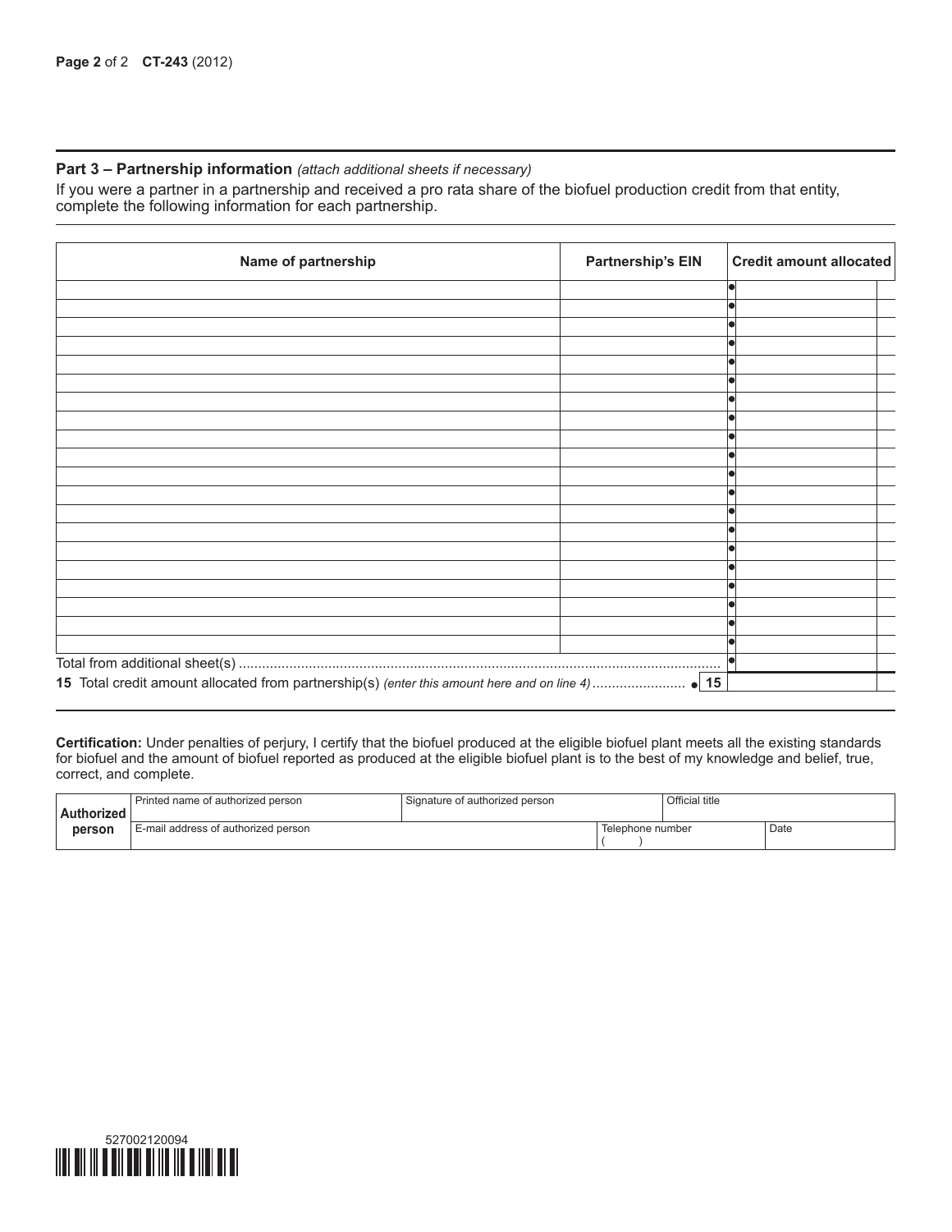## Part 3 – Partnership information *(attach additional sheets if necessary)*

If you were a partner in a partnership and received a pro rata share of the biofuel production credit from that entity, complete the following information for each partnership.

| Name of partnership | Partnership's EIN | Credit amount allocated |
|---|---|---|
| | | ● |
| | | ● |
| | | ● |
| | | ● |
| | | ● |
| | | ● |
| | | ● |
| | | ● |
| | | ● |
| | | ● |
| | | ● |
| | | ● |
| | | ● |
| | | ● |
| | | ● |
| | | ● |
| | | ● |
| | | ● |
| | | ● |
| | | ● |
| Total from additional sheet(s) | | ● |
| **15** Total credit amount allocated from partnership(s) *(enter this amount here and on line 4)* ● **15** | | |

**Certification:** Under penalties of perjury, I certify that the biofuel produced at the eligible biofuel plant meets all the existing standards for biofuel and the amount of biofuel reported as produced at the eligible biofuel plant is to the best of my knowledge and belief, true, correct, and complete.

| | | | |
|---|---|---|---|
| **Authorized person** | Printed name of authorized person | Signature of authorized person | Official title |
| | E-mail address of authorized person | Telephone number ( ) | Date |

527002120094